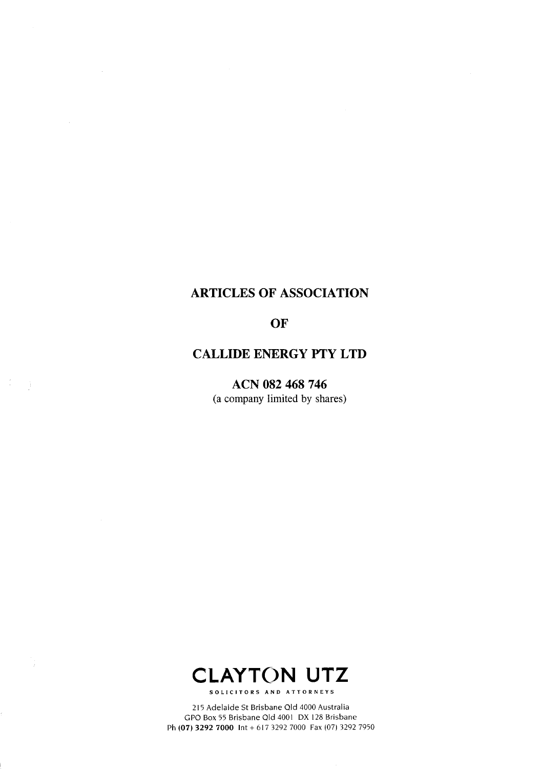# ARTICLES OF ASSOCIATION

# OF

# CALLIDE ENERGY PTY LTD

**ACN 082 468 746**

(a company limited by shares)

**CLAYTON UTZ**

SOLICITORS AND ATTORNEYS

215 Adelaide St Brisbane Qld 4000 Australia
GPO Box 55 Brisbane Qld 4001 DX 128 Brisbane
Ph **(07) 3292 7000** Int + 617 3292 7000 Fax (07) 3292 7950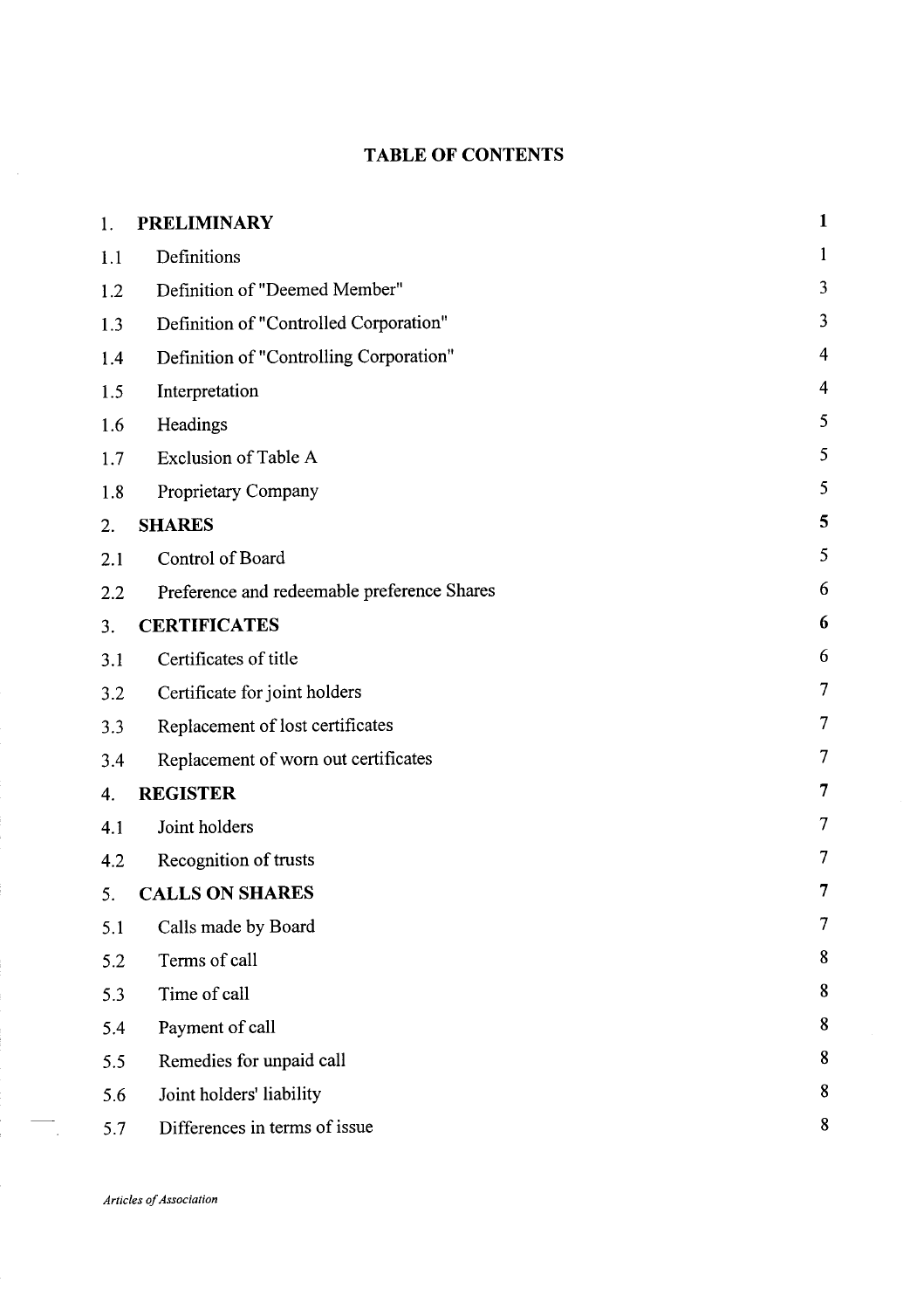# TABLE OF CONTENTS

| | | |
|---|---|---|
| 1. | **PRELIMINARY** | **1** |
| 1.1 | Definitions | 1 |
| 1.2 | Definition of "Deemed Member" | 3 |
| 1.3 | Definition of "Controlled Corporation" | 3 |
| 1.4 | Definition of "Controlling Corporation" | 4 |
| 1.5 | Interpretation | 4 |
| 1.6 | Headings | 5 |
| 1.7 | Exclusion of Table A | 5 |
| 1.8 | Proprietary Company | 5 |
| 2. | **SHARES** | **5** |
| 2.1 | Control of Board | 5 |
| 2.2 | Preference and redeemable preference Shares | 6 |
| 3. | **CERTIFICATES** | **6** |
| 3.1 | Certificates of title | 6 |
| 3.2 | Certificate for joint holders | 7 |
| 3.3 | Replacement of lost certificates | 7 |
| 3.4 | Replacement of worn out certificates | 7 |
| 4. | **REGISTER** | **7** |
| 4.1 | Joint holders | 7 |
| 4.2 | Recognition of trusts | 7 |
| 5. | **CALLS ON SHARES** | **7** |
| 5.1 | Calls made by Board | 7 |
| 5.2 | Terms of call | 8 |
| 5.3 | Time of call | 8 |
| 5.4 | Payment of call | 8 |
| 5.5 | Remedies for unpaid call | 8 |
| 5.6 | Joint holders' liability | 8 |
| 5.7 | Differences in terms of issue | 8 |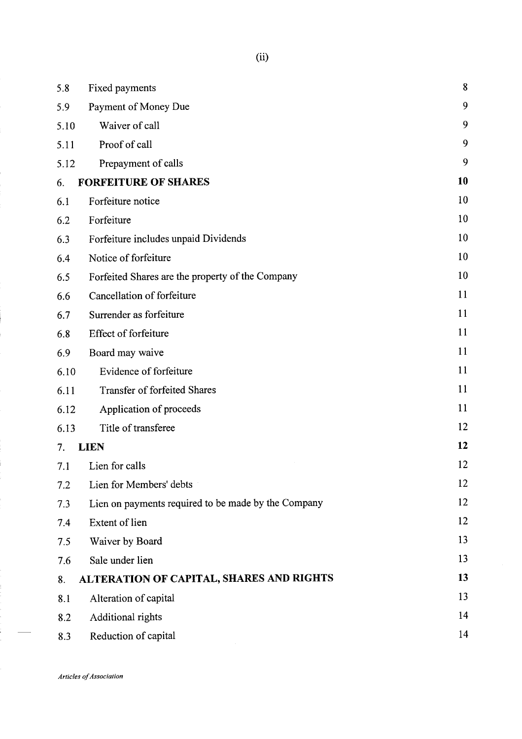| | | |
|---|---|---|
| 5.8 | Fixed payments | 8 |
| 5.9 | Payment of Money Due | 9 |
| 5.10 | Waiver of call | 9 |
| 5.11 | Proof of call | 9 |
| 5.12 | Prepayment of calls | 9 |
| **6.** | **FORFEITURE OF SHARES** | **10** |
| 6.1 | Forfeiture notice | 10 |
| 6.2 | Forfeiture | 10 |
| 6.3 | Forfeiture includes unpaid Dividends | 10 |
| 6.4 | Notice of forfeiture | 10 |
| 6.5 | Forfeited Shares are the property of the Company | 10 |
| 6.6 | Cancellation of forfeiture | 11 |
| 6.7 | Surrender as forfeiture | 11 |
| 6.8 | Effect of forfeiture | 11 |
| 6.9 | Board may waive | 11 |
| 6.10 | Evidence of forfeiture | 11 |
| 6.11 | Transfer of forfeited Shares | 11 |
| 6.12 | Application of proceeds | 11 |
| 6.13 | Title of transferee | 12 |
| **7.** | **LIEN** | **12** |
| 7.1 | Lien for calls | 12 |
| 7.2 | Lien for Members' debts | 12 |
| 7.3 | Lien on payments required to be made by the Company | 12 |
| 7.4 | Extent of lien | 12 |
| 7.5 | Waiver by Board | 13 |
| 7.6 | Sale under lien | 13 |
| **8.** | **ALTERATION OF CAPITAL, SHARES AND RIGHTS** | **13** |
| 8.1 | Alteration of capital | 13 |
| 8.2 | Additional rights | 14 |
| 8.3 | Reduction of capital | 14 |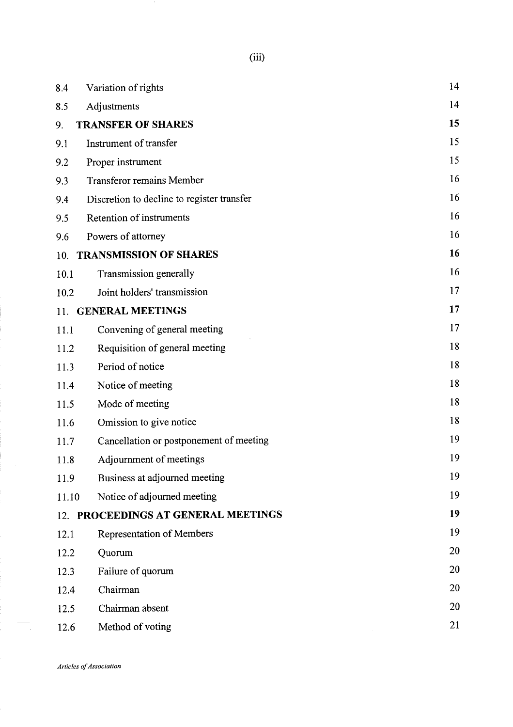| | | |
|---|---|---|
| 8.4 | Variation of rights | 14 |
| 8.5 | Adjustments | 14 |
| **9.** | **TRANSFER OF SHARES** | **15** |
| 9.1 | Instrument of transfer | 15 |
| 9.2 | Proper instrument | 15 |
| 9.3 | Transferor remains Member | 16 |
| 9.4 | Discretion to decline to register transfer | 16 |
| 9.5 | Retention of instruments | 16 |
| 9.6 | Powers of attorney | 16 |
| **10.** | **TRANSMISSION OF SHARES** | **16** |
| 10.1 | Transmission generally | 16 |
| 10.2 | Joint holders' transmission | 17 |
| **11.** | **GENERAL MEETINGS** | **17** |
| 11.1 | Convening of general meeting | 17 |
| 11.2 | Requisition of general meeting | 18 |
| 11.3 | Period of notice | 18 |
| 11.4 | Notice of meeting | 18 |
| 11.5 | Mode of meeting | 18 |
| 11.6 | Omission to give notice | 18 |
| 11.7 | Cancellation or postponement of meeting | 19 |
| 11.8 | Adjournment of meetings | 19 |
| 11.9 | Business at adjourned meeting | 19 |
| 11.10 | Notice of adjourned meeting | 19 |
| **12.** | **PROCEEDINGS AT GENERAL MEETINGS** | **19** |
| 12.1 | Representation of Members | 19 |
| 12.2 | Quorum | 20 |
| 12.3 | Failure of quorum | 20 |
| 12.4 | Chairman | 20 |
| 12.5 | Chairman absent | 20 |
| 12.6 | Method of voting | 21 |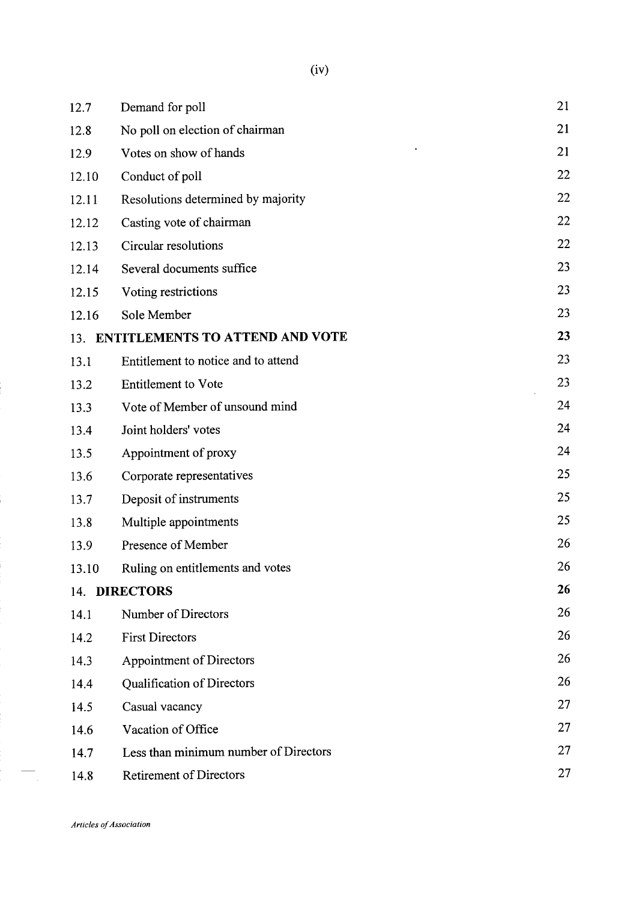| | | |
|---|---|---|
| 12.7 | Demand for poll | 21 |
| 12.8 | No poll on election of chairman | 21 |
| 12.9 | Votes on show of hands | 21 |
| 12.10 | Conduct of poll | 22 |
| 12.11 | Resolutions determined by majority | 22 |
| 12.12 | Casting vote of chairman | 22 |
| 12.13 | Circular resolutions | 22 |
| 12.14 | Several documents suffice | 23 |
| 12.15 | Voting restrictions | 23 |
| 12.16 | Sole Member | 23 |
| **13.** | **ENTITLEMENTS TO ATTEND AND VOTE** | **23** |
| 13.1 | Entitlement to notice and to attend | 23 |
| 13.2 | Entitlement to Vote | 23 |
| 13.3 | Vote of Member of unsound mind | 24 |
| 13.4 | Joint holders' votes | 24 |
| 13.5 | Appointment of proxy | 24 |
| 13.6 | Corporate representatives | 25 |
| 13.7 | Deposit of instruments | 25 |
| 13.8 | Multiple appointments | 25 |
| 13.9 | Presence of Member | 26 |
| 13.10 | Ruling on entitlements and votes | 26 |
| **14.** | **DIRECTORS** | **26** |
| 14.1 | Number of Directors | 26 |
| 14.2 | First Directors | 26 |
| 14.3 | Appointment of Directors | 26 |
| 14.4 | Qualification of Directors | 26 |
| 14.5 | Casual vacancy | 27 |
| 14.6 | Vacation of Office | 27 |
| 14.7 | Less than minimum number of Directors | 27 |
| 14.8 | Retirement of Directors | 27 |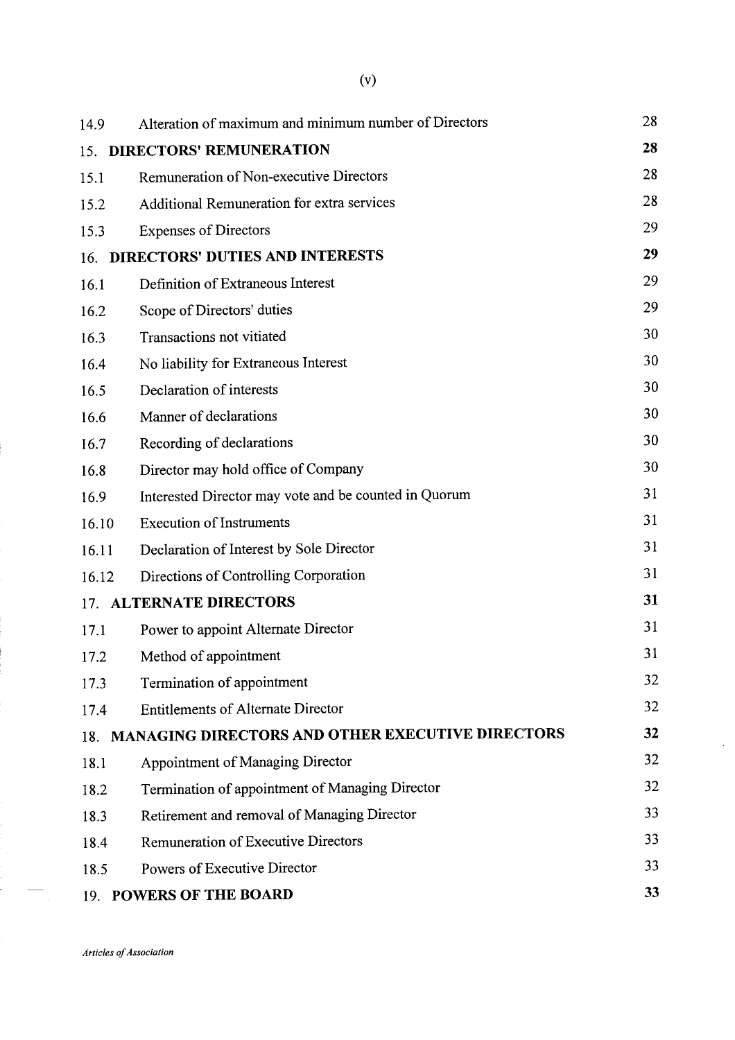| | | |
|---|---|---|
| 14.9 | Alteration of maximum and minimum number of Directors | 28 |
| 15. | **DIRECTORS' REMUNERATION** | **28** |
| 15.1 | Remuneration of Non-executive Directors | 28 |
| 15.2 | Additional Remuneration for extra services | 28 |
| 15.3 | Expenses of Directors | 29 |
| 16. | **DIRECTORS' DUTIES AND INTERESTS** | **29** |
| 16.1 | Definition of Extraneous Interest | 29 |
| 16.2 | Scope of Directors' duties | 29 |
| 16.3 | Transactions not vitiated | 30 |
| 16.4 | No liability for Extraneous Interest | 30 |
| 16.5 | Declaration of interests | 30 |
| 16.6 | Manner of declarations | 30 |
| 16.7 | Recording of declarations | 30 |
| 16.8 | Director may hold office of Company | 30 |
| 16.9 | Interested Director may vote and be counted in Quorum | 31 |
| 16.10 | Execution of Instruments | 31 |
| 16.11 | Declaration of Interest by Sole Director | 31 |
| 16.12 | Directions of Controlling Corporation | 31 |
| 17. | **ALTERNATE DIRECTORS** | **31** |
| 17.1 | Power to appoint Alternate Director | 31 |
| 17.2 | Method of appointment | 31 |
| 17.3 | Termination of appointment | 32 |
| 17.4 | Entitlements of Alternate Director | 32 |
| 18. | **MANAGING DIRECTORS AND OTHER EXECUTIVE DIRECTORS** | **32** |
| 18.1 | Appointment of Managing Director | 32 |
| 18.2 | Termination of appointment of Managing Director | 32 |
| 18.3 | Retirement and removal of Managing Director | 33 |
| 18.4 | Remuneration of Executive Directors | 33 |
| 18.5 | Powers of Executive Director | 33 |
| 19. | **POWERS OF THE BOARD** | **33** |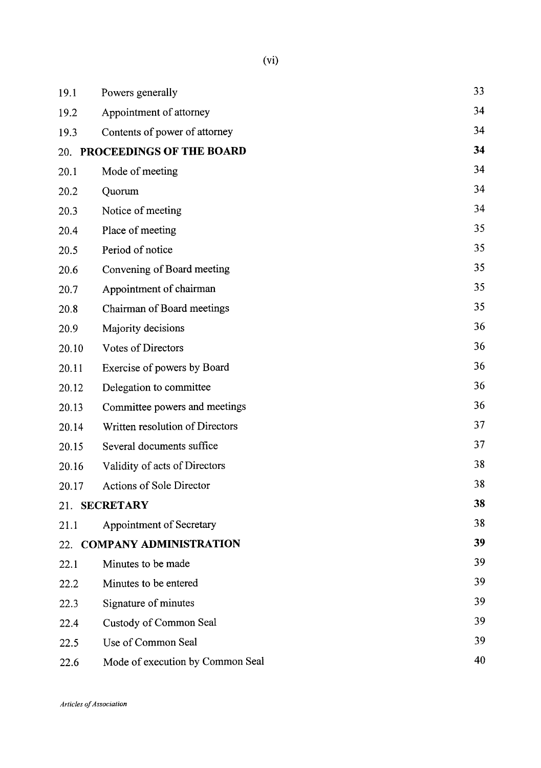| | | |
|---|---|---|
| 19.1 | Powers generally | 33 |
| 19.2 | Appointment of attorney | 34 |
| 19.3 | Contents of power of attorney | 34 |
| **20.** | **PROCEEDINGS OF THE BOARD** | **34** |
| 20.1 | Mode of meeting | 34 |
| 20.2 | Quorum | 34 |
| 20.3 | Notice of meeting | 34 |
| 20.4 | Place of meeting | 35 |
| 20.5 | Period of notice | 35 |
| 20.6 | Convening of Board meeting | 35 |
| 20.7 | Appointment of chairman | 35 |
| 20.8 | Chairman of Board meetings | 35 |
| 20.9 | Majority decisions | 36 |
| 20.10 | Votes of Directors | 36 |
| 20.11 | Exercise of powers by Board | 36 |
| 20.12 | Delegation to committee | 36 |
| 20.13 | Committee powers and meetings | 36 |
| 20.14 | Written resolution of Directors | 37 |
| 20.15 | Several documents suffice | 37 |
| 20.16 | Validity of acts of Directors | 38 |
| 20.17 | Actions of Sole Director | 38 |
| **21.** | **SECRETARY** | **38** |
| 21.1 | Appointment of Secretary | 38 |
| **22.** | **COMPANY ADMINISTRATION** | **39** |
| 22.1 | Minutes to be made | 39 |
| 22.2 | Minutes to be entered | 39 |
| 22.3 | Signature of minutes | 39 |
| 22.4 | Custody of Common Seal | 39 |
| 22.5 | Use of Common Seal | 39 |
| 22.6 | Mode of execution by Common Seal | 40 |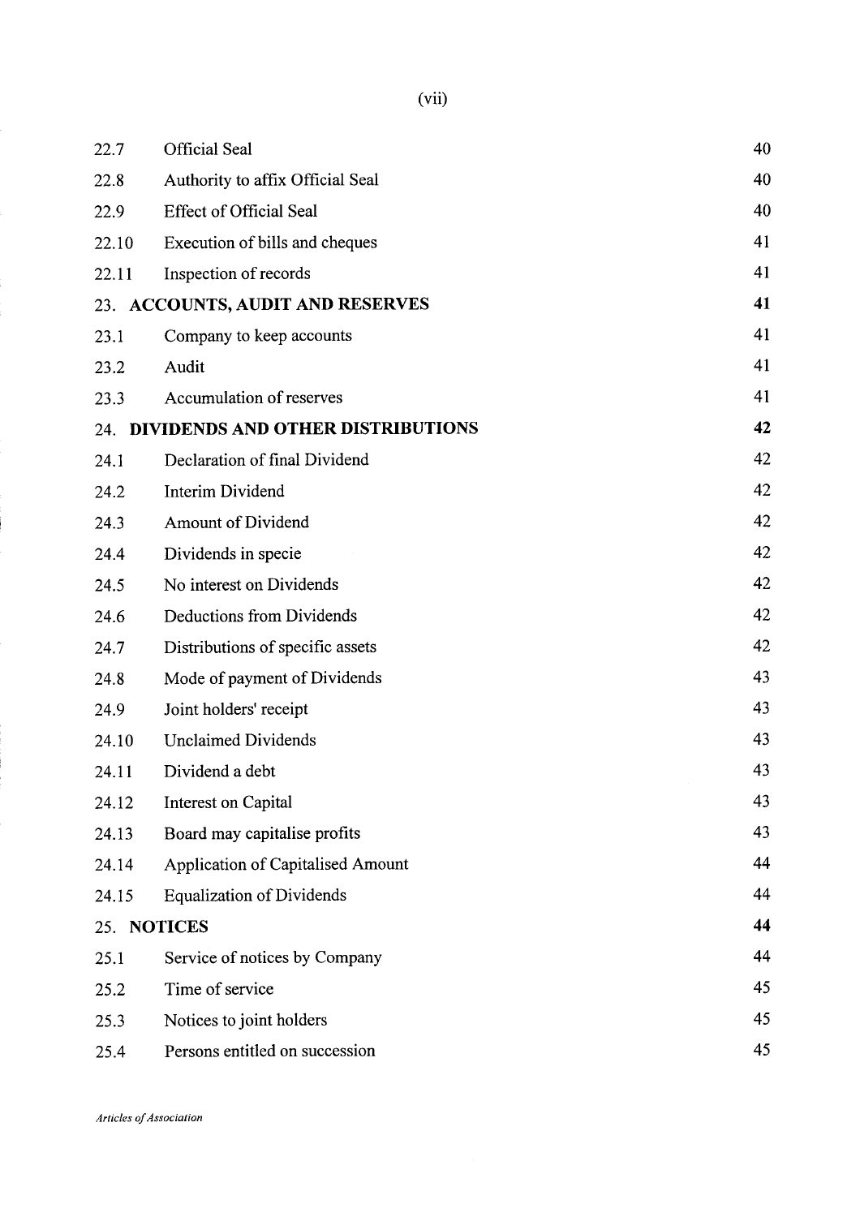| | | |
|---|---|---|
| 22.7 | Official Seal | 40 |
| 22.8 | Authority to affix Official Seal | 40 |
| 22.9 | Effect of Official Seal | 40 |
| 22.10 | Execution of bills and cheques | 41 |
| 22.11 | Inspection of records | 41 |
| **23.** | **ACCOUNTS, AUDIT AND RESERVES** | **41** |
| 23.1 | Company to keep accounts | 41 |
| 23.2 | Audit | 41 |
| 23.3 | Accumulation of reserves | 41 |
| **24.** | **DIVIDENDS AND OTHER DISTRIBUTIONS** | **42** |
| 24.1 | Declaration of final Dividend | 42 |
| 24.2 | Interim Dividend | 42 |
| 24.3 | Amount of Dividend | 42 |
| 24.4 | Dividends in specie | 42 |
| 24.5 | No interest on Dividends | 42 |
| 24.6 | Deductions from Dividends | 42 |
| 24.7 | Distributions of specific assets | 42 |
| 24.8 | Mode of payment of Dividends | 43 |
| 24.9 | Joint holders' receipt | 43 |
| 24.10 | Unclaimed Dividends | 43 |
| 24.11 | Dividend a debt | 43 |
| 24.12 | Interest on Capital | 43 |
| 24.13 | Board may capitalise profits | 43 |
| 24.14 | Application of Capitalised Amount | 44 |
| 24.15 | Equalization of Dividends | 44 |
| **25.** | **NOTICES** | **44** |
| 25.1 | Service of notices by Company | 44 |
| 25.2 | Time of service | 45 |
| 25.3 | Notices to joint holders | 45 |
| 25.4 | Persons entitled on succession | 45 |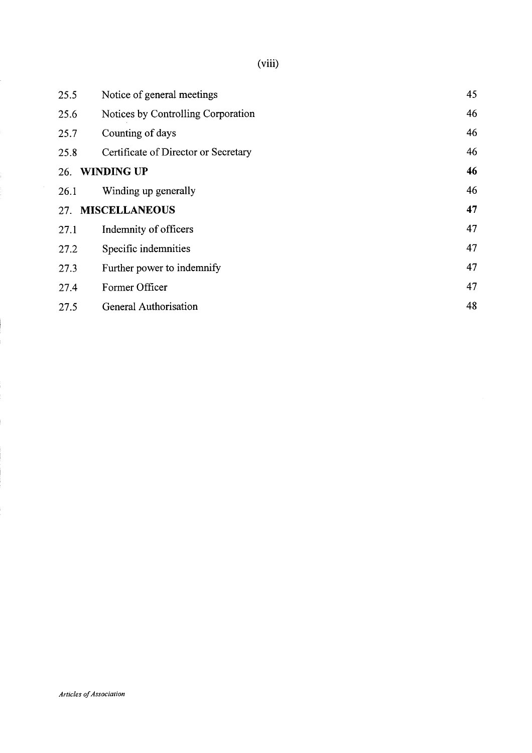| | | |
|---|---|---|
| 25.5 | Notice of general meetings | 45 |
| 25.6 | Notices by Controlling Corporation | 46 |
| 25.7 | Counting of days | 46 |
| 25.8 | Certificate of Director or Secretary | 46 |
| **26.** | **WINDING UP** | **46** |
| 26.1 | Winding up generally | 46 |
| **27.** | **MISCELLANEOUS** | **47** |
| 27.1 | Indemnity of officers | 47 |
| 27.2 | Specific indemnities | 47 |
| 27.3 | Further power to indemnify | 47 |
| 27.4 | Former Officer | 47 |
| 27.5 | General Authorisation | 48 |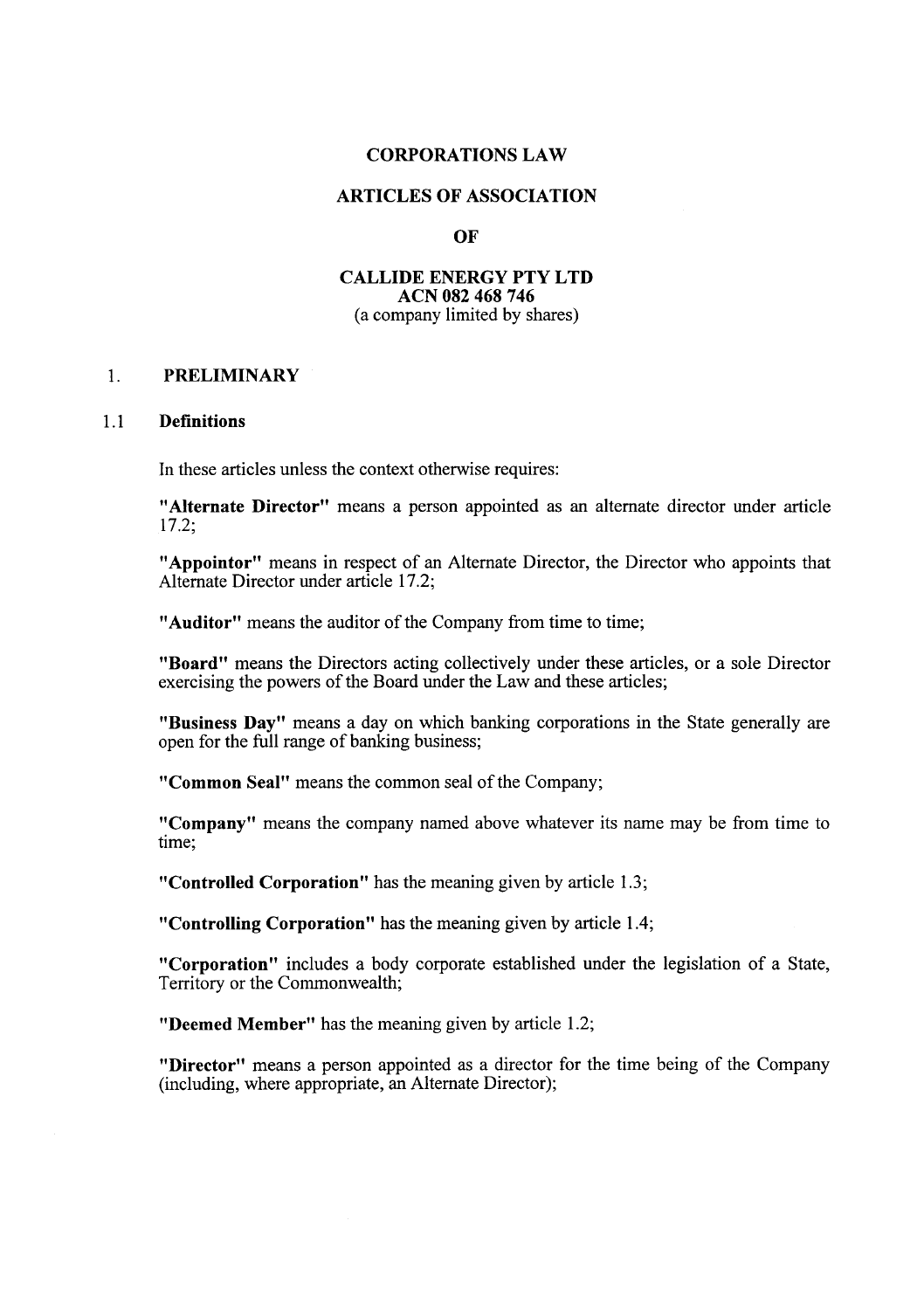# CORPORATIONS LAW

# ARTICLES OF ASSOCIATION

# OF

# CALLIDE ENERGY PTY LTD
**ACN 082 468 746**
(a company limited by shares)

## 1. PRELIMINARY

### 1.1 Definitions

In these articles unless the context otherwise requires:

**"Alternate Director"** means a person appointed as an alternate director under article 17.2;

**"Appointor"** means in respect of an Alternate Director, the Director who appoints that Alternate Director under article 17.2;

**"Auditor"** means the auditor of the Company from time to time;

**"Board"** means the Directors acting collectively under these articles, or a sole Director exercising the powers of the Board under the Law and these articles;

**"Business Day"** means a day on which banking corporations in the State generally are open for the full range of banking business;

**"Common Seal"** means the common seal of the Company;

**"Company"** means the company named above whatever its name may be from time to time;

**"Controlled Corporation"** has the meaning given by article 1.3;

**"Controlling Corporation"** has the meaning given by article 1.4;

**"Corporation"** includes a body corporate established under the legislation of a State, Territory or the Commonwealth;

**"Deemed Member"** has the meaning given by article 1.2;

**"Director"** means a person appointed as a director for the time being of the Company (including, where appropriate, an Alternate Director);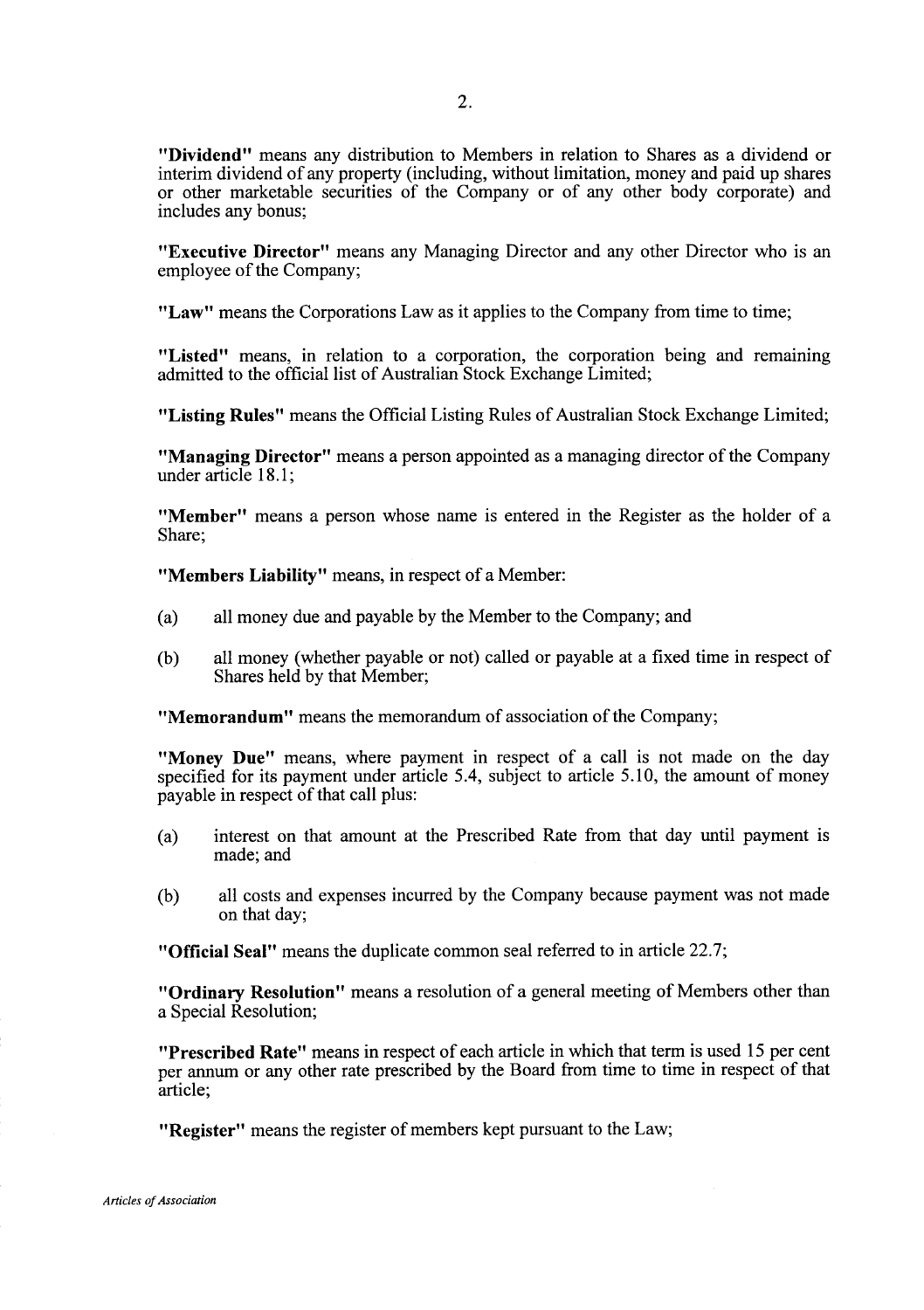**"Dividend"** means any distribution to Members in relation to Shares as a dividend or interim dividend of any property (including, without limitation, money and paid up shares or other marketable securities of the Company or of any other body corporate) and includes any bonus;

**"Executive Director"** means any Managing Director and any other Director who is an employee of the Company;

**"Law"** means the Corporations Law as it applies to the Company from time to time;

**"Listed"** means, in relation to a corporation, the corporation being and remaining admitted to the official list of Australian Stock Exchange Limited;

**"Listing Rules"** means the Official Listing Rules of Australian Stock Exchange Limited;

**"Managing Director"** means a person appointed as a managing director of the Company under article 18.1;

**"Member"** means a person whose name is entered in the Register as the holder of a Share;

**"Members Liability"** means, in respect of a Member:

(a) all money due and payable by the Member to the Company; and

(b) all money (whether payable or not) called or payable at a fixed time in respect of Shares held by that Member;

**"Memorandum"** means the memorandum of association of the Company;

**"Money Due"** means, where payment in respect of a call is not made on the day specified for its payment under article 5.4, subject to article 5.10, the amount of money payable in respect of that call plus:

(a) interest on that amount at the Prescribed Rate from that day until payment is made; and

(b) all costs and expenses incurred by the Company because payment was not made on that day;

**"Official Seal"** means the duplicate common seal referred to in article 22.7;

**"Ordinary Resolution"** means a resolution of a general meeting of Members other than a Special Resolution;

**"Prescribed Rate"** means in respect of each article in which that term is used 15 per cent per annum or any other rate prescribed by the Board from time to time in respect of that article;

**"Register"** means the register of members kept pursuant to the Law;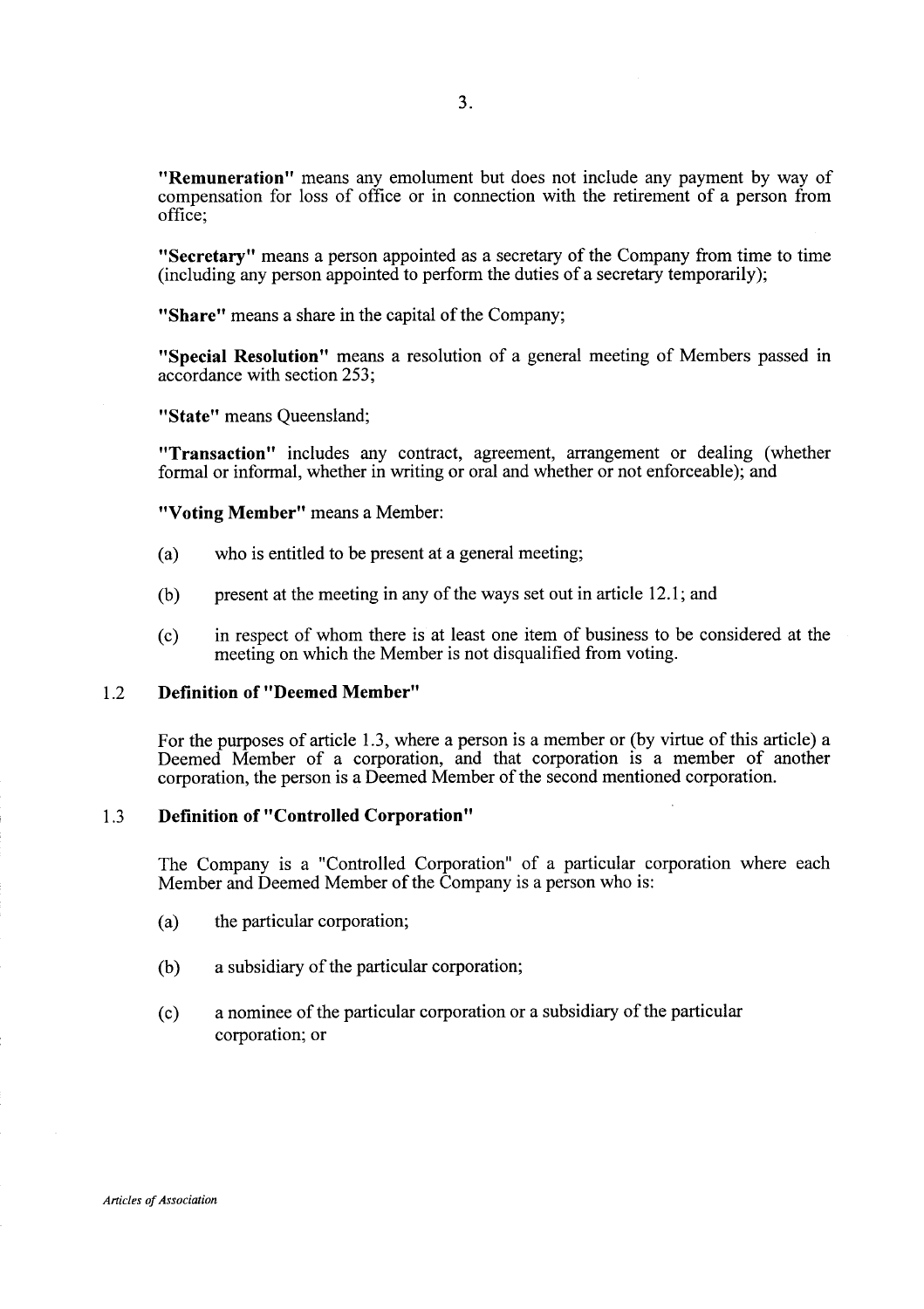**"Remuneration"** means any emolument but does not include any payment by way of compensation for loss of office or in connection with the retirement of a person from office;

**"Secretary"** means a person appointed as a secretary of the Company from time to time (including any person appointed to perform the duties of a secretary temporarily);

**"Share"** means a share in the capital of the Company;

**"Special Resolution"** means a resolution of a general meeting of Members passed in accordance with section 253;

**"State"** means Queensland;

**"Transaction"** includes any contract, agreement, arrangement or dealing (whether formal or informal, whether in writing or oral and whether or not enforceable); and

**"Voting Member"** means a Member:

(a) who is entitled to be present at a general meeting;

(b) present at the meeting in any of the ways set out in article 12.1; and

(c) in respect of whom there is at least one item of business to be considered at the meeting on which the Member is not disqualified from voting.

### 1.2 Definition of "Deemed Member"

For the purposes of article 1.3, where a person is a member or (by virtue of this article) a Deemed Member of a corporation, and that corporation is a member of another corporation, the person is a Deemed Member of the second mentioned corporation.

### 1.3 Definition of "Controlled Corporation"

The Company is a "Controlled Corporation" of a particular corporation where each Member and Deemed Member of the Company is a person who is:

(a) the particular corporation;

(b) a subsidiary of the particular corporation;

(c) a nominee of the particular corporation or a subsidiary of the particular corporation; or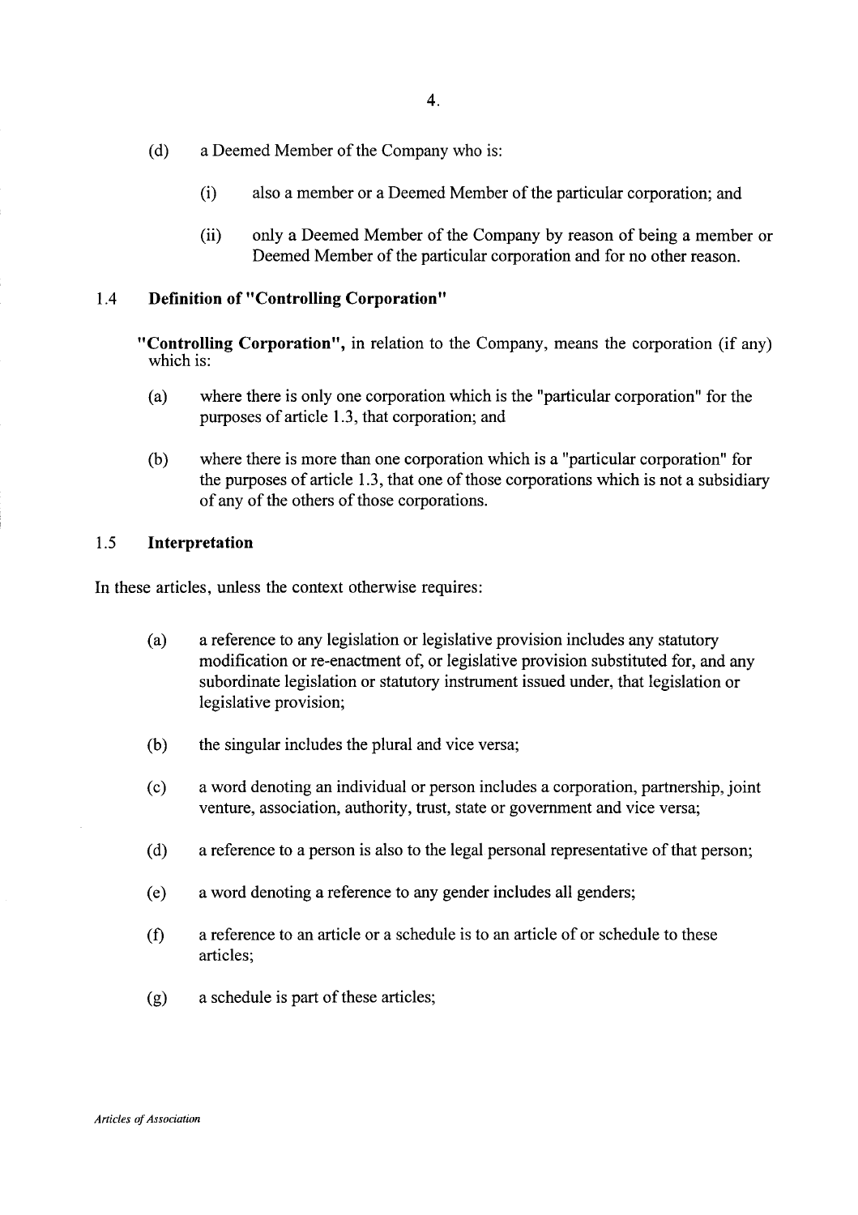(d) a Deemed Member of the Company who is:

  (i) also a member or a Deemed Member of the particular corporation; and

  (ii) only a Deemed Member of the Company by reason of being a member or Deemed Member of the particular corporation and for no other reason.

### 1.4 Definition of "Controlling Corporation"

**"Controlling Corporation",** in relation to the Company, means the corporation (if any) which is:

(a) where there is only one corporation which is the "particular corporation" for the purposes of article 1.3, that corporation; and

(b) where there is more than one corporation which is a "particular corporation" for the purposes of article 1.3, that one of those corporations which is not a subsidiary of any of the others of those corporations.

### 1.5 Interpretation

In these articles, unless the context otherwise requires:

(a) a reference to any legislation or legislative provision includes any statutory modification or re-enactment of, or legislative provision substituted for, and any subordinate legislation or statutory instrument issued under, that legislation or legislative provision;

(b) the singular includes the plural and vice versa;

(c) a word denoting an individual or person includes a corporation, partnership, joint venture, association, authority, trust, state or government and vice versa;

(d) a reference to a person is also to the legal personal representative of that person;

(e) a word denoting a reference to any gender includes all genders;

(f) a reference to an article or a schedule is to an article of or schedule to these articles;

(g) a schedule is part of these articles;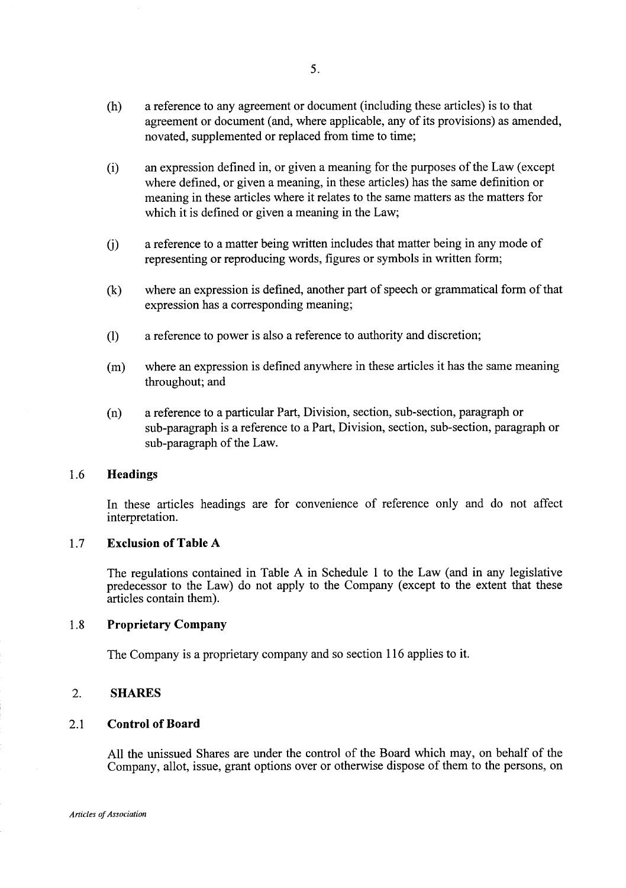(h) a reference to any agreement or document (including these articles) is to that agreement or document (and, where applicable, any of its provisions) as amended, novated, supplemented or replaced from time to time;

(i) an expression defined in, or given a meaning for the purposes of the Law (except where defined, or given a meaning, in these articles) has the same definition or meaning in these articles where it relates to the same matters as the matters for which it is defined or given a meaning in the Law;

(j) a reference to a matter being written includes that matter being in any mode of representing or reproducing words, figures or symbols in written form;

(k) where an expression is defined, another part of speech or grammatical form of that expression has a corresponding meaning;

(l) a reference to power is also a reference to authority and discretion;

(m) where an expression is defined anywhere in these articles it has the same meaning throughout; and

(n) a reference to a particular Part, Division, section, sub-section, paragraph or sub-paragraph is a reference to a Part, Division, section, sub-section, paragraph or sub-paragraph of the Law.

### 1.6 Headings

In these articles headings are for convenience of reference only and do not affect interpretation.

### 1.7 Exclusion of Table A

The regulations contained in Table A in Schedule 1 to the Law (and in any legislative predecessor to the Law) do not apply to the Company (except to the extent that these articles contain them).

### 1.8 Proprietary Company

The Company is a proprietary company and so section 116 applies to it.

## 2. SHARES

### 2.1 Control of Board

All the unissued Shares are under the control of the Board which may, on behalf of the Company, allot, issue, grant options over or otherwise dispose of them to the persons, on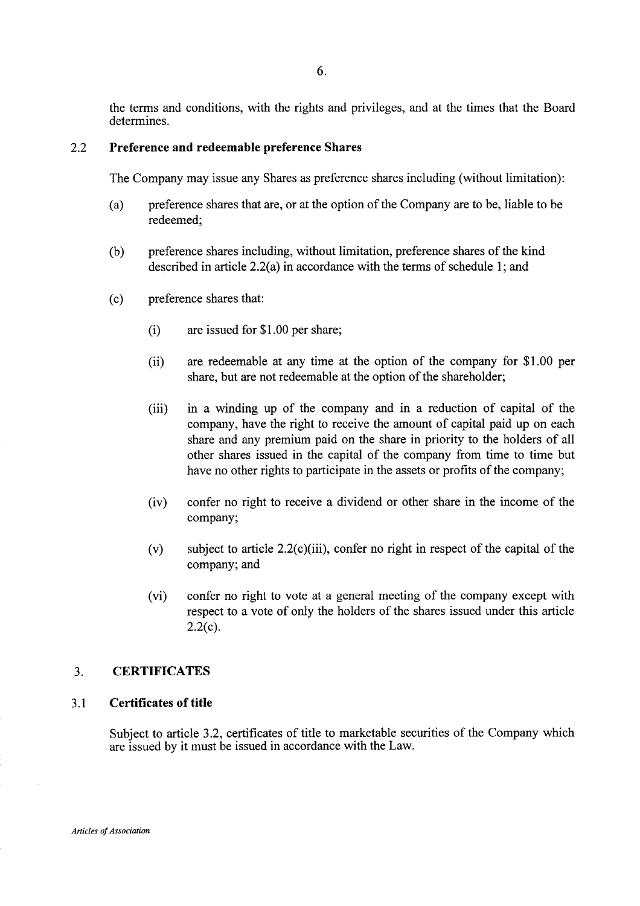the terms and conditions, with the rights and privileges, and at the times that the Board determines.

### 2.2 Preference and redeemable preference Shares

The Company may issue any Shares as preference shares including (without limitation):

(a) preference shares that are, or at the option of the Company are to be, liable to be redeemed;

(b) preference shares including, without limitation, preference shares of the kind described in article 2.2(a) in accordance with the terms of schedule 1; and

(c) preference shares that:

   (i) are issued for $1.00 per share;

   (ii) are redeemable at any time at the option of the company for $1.00 per share, but are not redeemable at the option of the shareholder;

   (iii) in a winding up of the company and in a reduction of capital of the company, have the right to receive the amount of capital paid up on each share and any premium paid on the share in priority to the holders of all other shares issued in the capital of the company from time to time but have no other rights to participate in the assets or profits of the company;

   (iv) confer no right to receive a dividend or other share in the income of the company;

   (v) subject to article 2.2(c)(iii), confer no right in respect of the capital of the company; and

   (vi) confer no right to vote at a general meeting of the company except with respect to a vote of only the holders of the shares issued under this article 2.2(c).

## 3. CERTIFICATES

### 3.1 Certificates of title

Subject to article 3.2, certificates of title to marketable securities of the Company which are issued by it must be issued in accordance with the Law.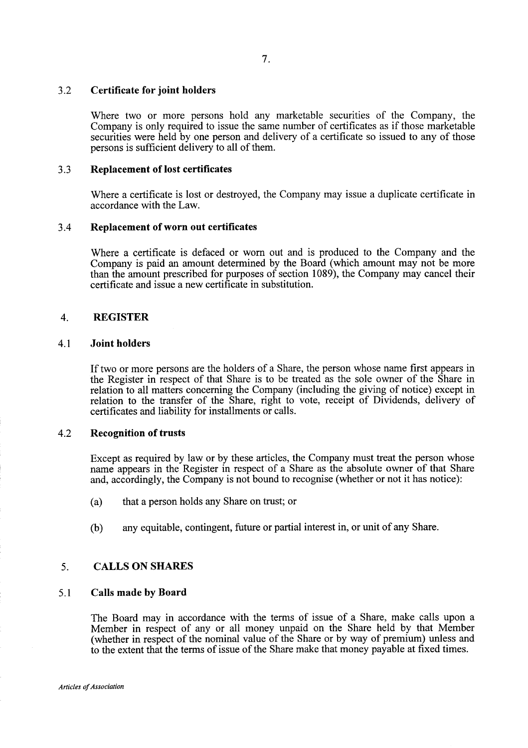### 3.2 Certificate for joint holders

Where two or more persons hold any marketable securities of the Company, the Company is only required to issue the same number of certificates as if those marketable securities were held by one person and delivery of a certificate so issued to any of those persons is sufficient delivery to all of them.

### 3.3 Replacement of lost certificates

Where a certificate is lost or destroyed, the Company may issue a duplicate certificate in accordance with the Law.

### 3.4 Replacement of worn out certificates

Where a certificate is defaced or worn out and is produced to the Company and the Company is paid an amount determined by the Board (which amount may not be more than the amount prescribed for purposes of section 1089), the Company may cancel their certificate and issue a new certificate in substitution.

## 4. REGISTER

### 4.1 Joint holders

If two or more persons are the holders of a Share, the person whose name first appears in the Register in respect of that Share is to be treated as the sole owner of the Share in relation to all matters concerning the Company (including the giving of notice) except in relation to the transfer of the Share, right to vote, receipt of Dividends, delivery of certificates and liability for installments or calls.

### 4.2 Recognition of trusts

Except as required by law or by these articles, the Company must treat the person whose name appears in the Register in respect of a Share as the absolute owner of that Share and, accordingly, the Company is not bound to recognise (whether or not it has notice):

(a) that a person holds any Share on trust; or

(b) any equitable, contingent, future or partial interest in, or unit of any Share.

## 5. CALLS ON SHARES

### 5.1 Calls made by Board

The Board may in accordance with the terms of issue of a Share, make calls upon a Member in respect of any or all money unpaid on the Share held by that Member (whether in respect of the nominal value of the Share or by way of premium) unless and to the extent that the terms of issue of the Share make that money payable at fixed times.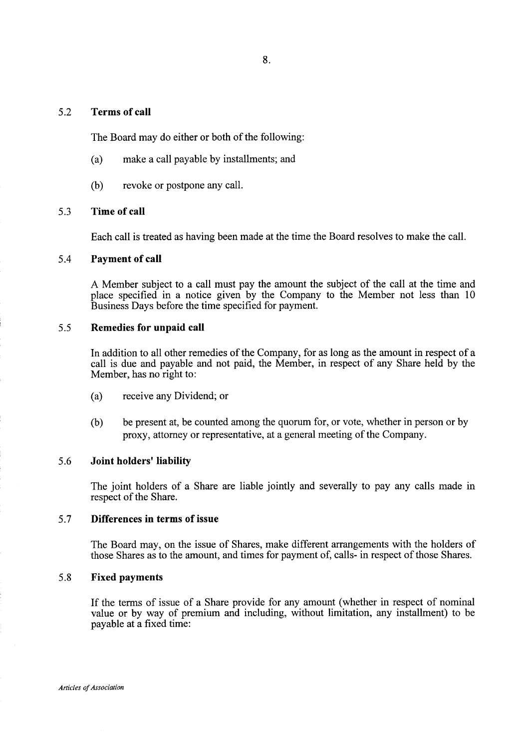### 5.2 Terms of call

The Board may do either or both of the following:

(a) make a call payable by installments; and

(b) revoke or postpone any call.

### 5.3 Time of call

Each call is treated as having been made at the time the Board resolves to make the call.

### 5.4 Payment of call

A Member subject to a call must pay the amount the subject of the call at the time and place specified in a notice given by the Company to the Member not less than 10 Business Days before the time specified for payment.

### 5.5 Remedies for unpaid call

In addition to all other remedies of the Company, for as long as the amount in respect of a call is due and payable and not paid, the Member, in respect of any Share held by the Member, has no right to:

(a) receive any Dividend; or

(b) be present at, be counted among the quorum for, or vote, whether in person or by proxy, attorney or representative, at a general meeting of the Company.

### 5.6 Joint holders' liability

The joint holders of a Share are liable jointly and severally to pay any calls made in respect of the Share.

### 5.7 Differences in terms of issue

The Board may, on the issue of Shares, make different arrangements with the holders of those Shares as to the amount, and times for payment of, calls- in respect of those Shares.

### 5.8 Fixed payments

If the terms of issue of a Share provide for any amount (whether in respect of nominal value or by way of premium and including, without limitation, any installment) to be payable at a fixed time: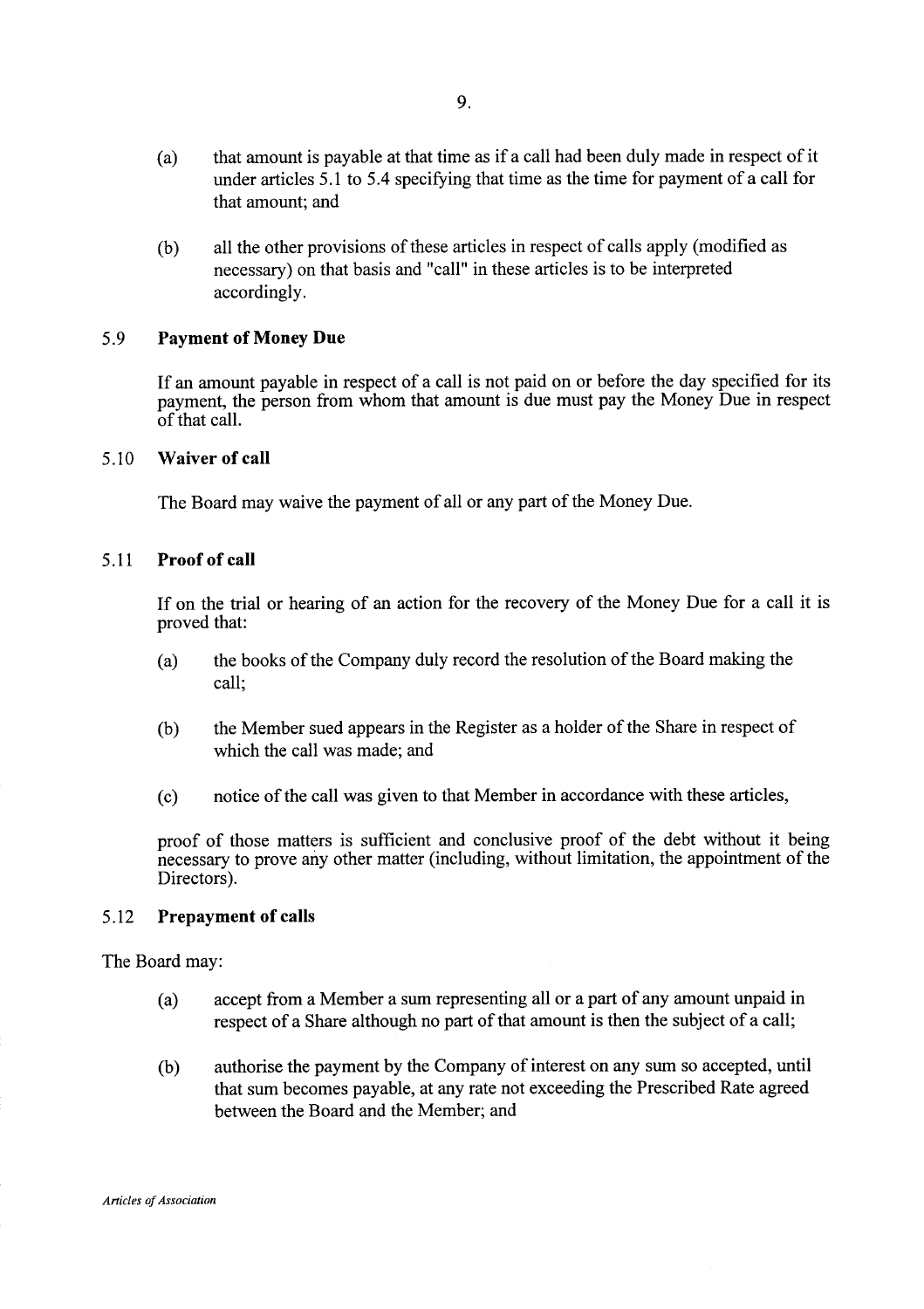(a) that amount is payable at that time as if a call had been duly made in respect of it under articles 5.1 to 5.4 specifying that time as the time for payment of a call for that amount; and

(b) all the other provisions of these articles in respect of calls apply (modified as necessary) on that basis and "call" in these articles is to be interpreted accordingly.

### 5.9 Payment of Money Due

If an amount payable in respect of a call is not paid on or before the day specified for its payment, the person from whom that amount is due must pay the Money Due in respect of that call.

### 5.10 Waiver of call

The Board may waive the payment of all or any part of the Money Due.

### 5.11 Proof of call

If on the trial or hearing of an action for the recovery of the Money Due for a call it is proved that:

(a) the books of the Company duly record the resolution of the Board making the call;

(b) the Member sued appears in the Register as a holder of the Share in respect of which the call was made; and

(c) notice of the call was given to that Member in accordance with these articles,

proof of those matters is sufficient and conclusive proof of the debt without it being necessary to prove any other matter (including, without limitation, the appointment of the Directors).

### 5.12 Prepayment of calls

The Board may:

(a) accept from a Member a sum representing all or a part of any amount unpaid in respect of a Share although no part of that amount is then the subject of a call;

(b) authorise the payment by the Company of interest on any sum so accepted, until that sum becomes payable, at any rate not exceeding the Prescribed Rate agreed between the Board and the Member; and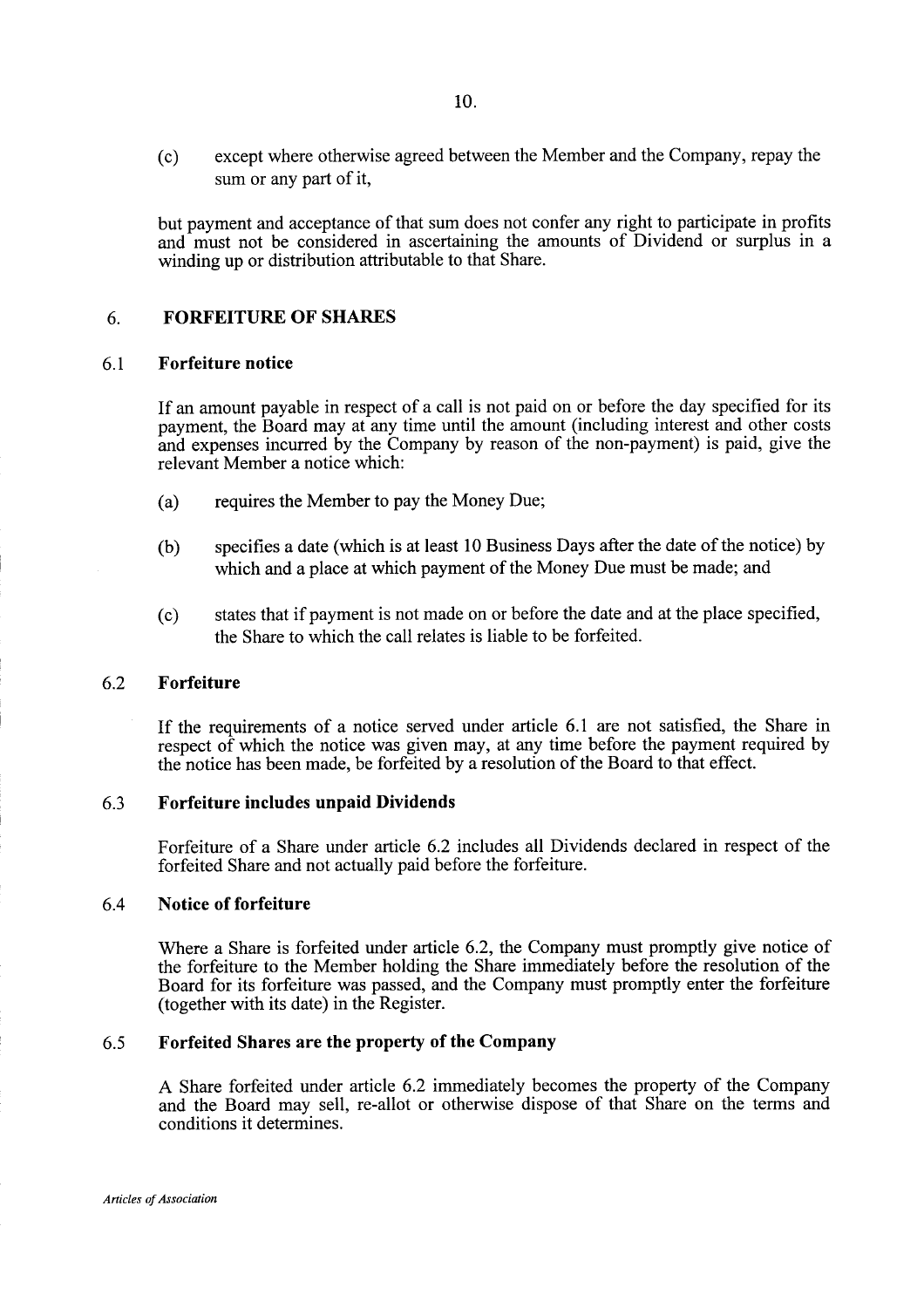(c) except where otherwise agreed between the Member and the Company, repay the sum or any part of it,

but payment and acceptance of that sum does not confer any right to participate in profits and must not be considered in ascertaining the amounts of Dividend or surplus in a winding up or distribution attributable to that Share.

## 6. FORFEITURE OF SHARES

### 6.1 Forfeiture notice

If an amount payable in respect of a call is not paid on or before the day specified for its payment, the Board may at any time until the amount (including interest and other costs and expenses incurred by the Company by reason of the non-payment) is paid, give the relevant Member a notice which:

(a) requires the Member to pay the Money Due;

(b) specifies a date (which is at least 10 Business Days after the date of the notice) by which and a place at which payment of the Money Due must be made; and

(c) states that if payment is not made on or before the date and at the place specified, the Share to which the call relates is liable to be forfeited.

### 6.2 Forfeiture

If the requirements of a notice served under article 6.1 are not satisfied, the Share in respect of which the notice was given may, at any time before the payment required by the notice has been made, be forfeited by a resolution of the Board to that effect.

### 6.3 Forfeiture includes unpaid Dividends

Forfeiture of a Share under article 6.2 includes all Dividends declared in respect of the forfeited Share and not actually paid before the forfeiture.

### 6.4 Notice of forfeiture

Where a Share is forfeited under article 6.2, the Company must promptly give notice of the forfeiture to the Member holding the Share immediately before the resolution of the Board for its forfeiture was passed, and the Company must promptly enter the forfeiture (together with its date) in the Register.

### 6.5 Forfeited Shares are the property of the Company

A Share forfeited under article 6.2 immediately becomes the property of the Company and the Board may sell, re-allot or otherwise dispose of that Share on the terms and conditions it determines.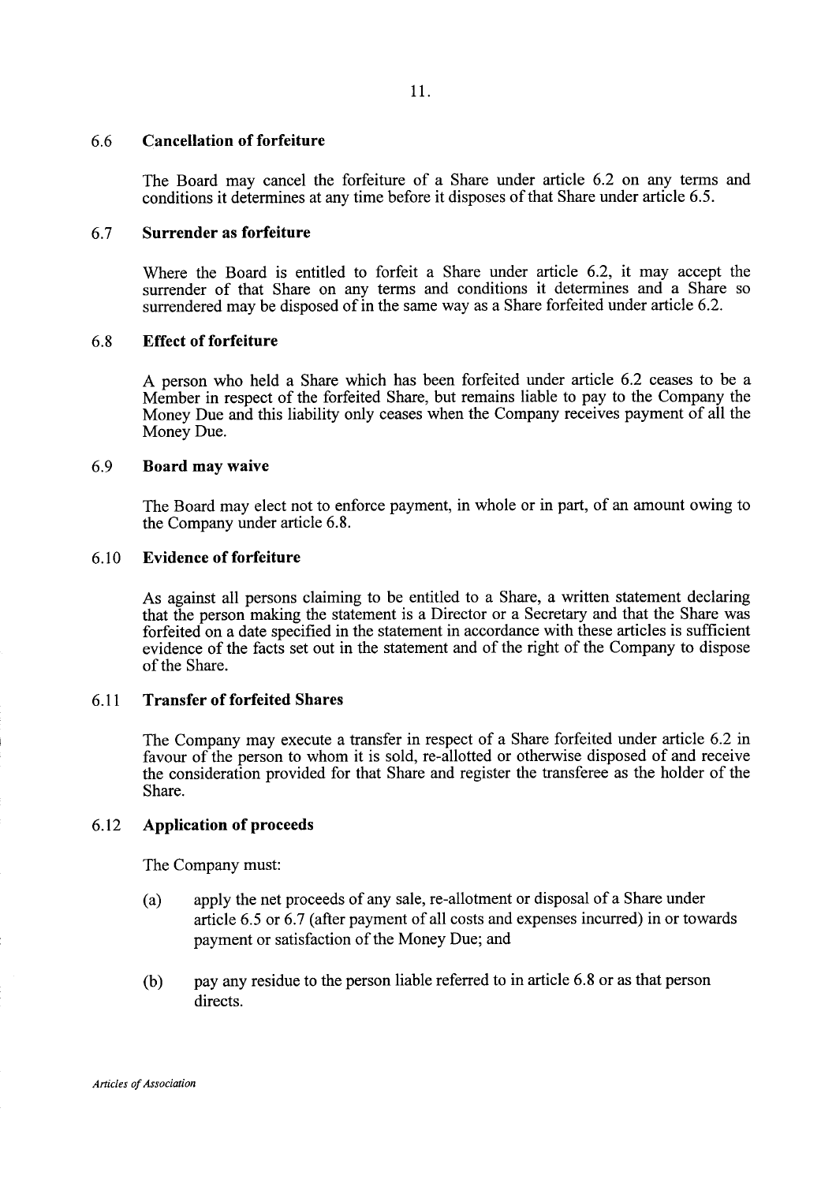### 6.6 Cancellation of forfeiture

The Board may cancel the forfeiture of a Share under article 6.2 on any terms and conditions it determines at any time before it disposes of that Share under article 6.5.

### 6.7 Surrender as forfeiture

Where the Board is entitled to forfeit a Share under article 6.2, it may accept the surrender of that Share on any terms and conditions it determines and a Share so surrendered may be disposed of in the same way as a Share forfeited under article 6.2.

### 6.8 Effect of forfeiture

A person who held a Share which has been forfeited under article 6.2 ceases to be a Member in respect of the forfeited Share, but remains liable to pay to the Company the Money Due and this liability only ceases when the Company receives payment of all the Money Due.

### 6.9 Board may waive

The Board may elect not to enforce payment, in whole or in part, of an amount owing to the Company under article 6.8.

### 6.10 Evidence of forfeiture

As against all persons claiming to be entitled to a Share, a written statement declaring that the person making the statement is a Director or a Secretary and that the Share was forfeited on a date specified in the statement in accordance with these articles is sufficient evidence of the facts set out in the statement and of the right of the Company to dispose of the Share.

### 6.11 Transfer of forfeited Shares

The Company may execute a transfer in respect of a Share forfeited under article 6.2 in favour of the person to whom it is sold, re-allotted or otherwise disposed of and receive the consideration provided for that Share and register the transferee as the holder of the Share.

### 6.12 Application of proceeds

The Company must:

(a) apply the net proceeds of any sale, re-allotment or disposal of a Share under article 6.5 or 6.7 (after payment of all costs and expenses incurred) in or towards payment or satisfaction of the Money Due; and

(b) pay any residue to the person liable referred to in article 6.8 or as that person directs.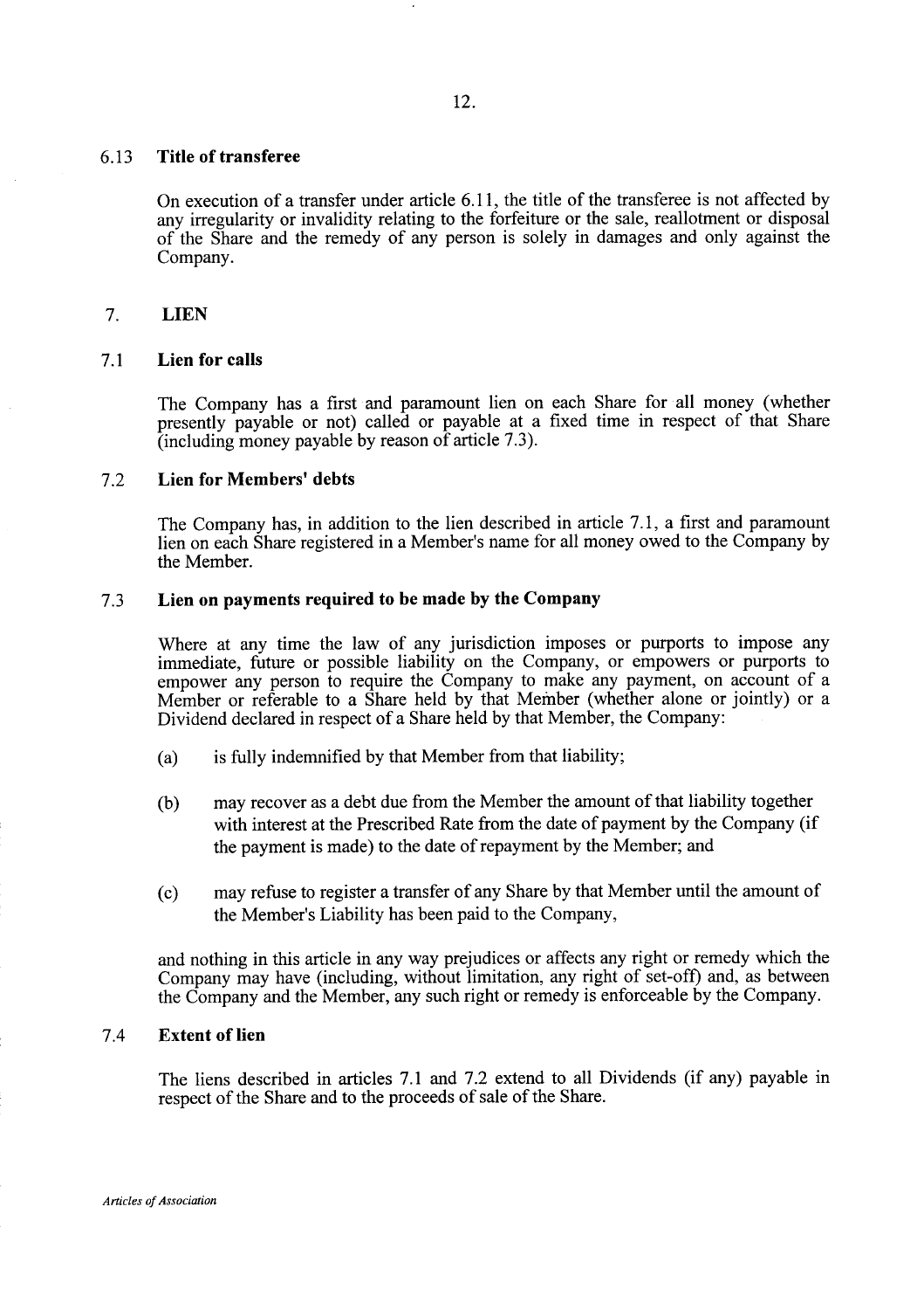### 6.13 Title of transferee

On execution of a transfer under article 6.11, the title of the transferee is not affected by any irregularity or invalidity relating to the forfeiture or the sale, reallotment or disposal of the Share and the remedy of any person is solely in damages and only against the Company.

## 7. LIEN

### 7.1 Lien for calls

The Company has a first and paramount lien on each Share for all money (whether presently payable or not) called or payable at a fixed time in respect of that Share (including money payable by reason of article 7.3).

### 7.2 Lien for Members' debts

The Company has, in addition to the lien described in article 7.1, a first and paramount lien on each Share registered in a Member's name for all money owed to the Company by the Member.

### 7.3 Lien on payments required to be made by the Company

Where at any time the law of any jurisdiction imposes or purports to impose any immediate, future or possible liability on the Company, or empowers or purports to empower any person to require the Company to make any payment, on account of a Member or referable to a Share held by that Member (whether alone or jointly) or a Dividend declared in respect of a Share held by that Member, the Company:

(a) is fully indemnified by that Member from that liability;

(b) may recover as a debt due from the Member the amount of that liability together with interest at the Prescribed Rate from the date of payment by the Company (if the payment is made) to the date of repayment by the Member; and

(c) may refuse to register a transfer of any Share by that Member until the amount of the Member's Liability has been paid to the Company,

and nothing in this article in any way prejudices or affects any right or remedy which the Company may have (including, without limitation, any right of set-off) and, as between the Company and the Member, any such right or remedy is enforceable by the Company.

### 7.4 Extent of lien

The liens described in articles 7.1 and 7.2 extend to all Dividends (if any) payable in respect of the Share and to the proceeds of sale of the Share.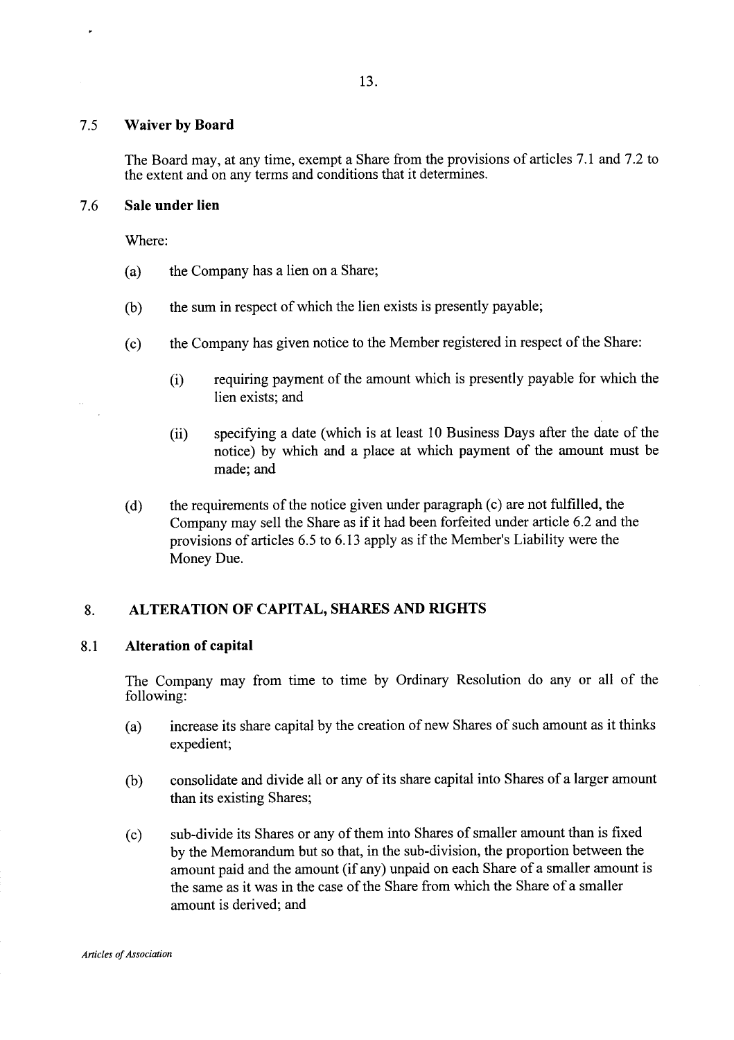### 7.5 Waiver by Board

The Board may, at any time, exempt a Share from the provisions of articles 7.1 and 7.2 to the extent and on any terms and conditions that it determines.

### 7.6 Sale under lien

Where:

(a) the Company has a lien on a Share;

(b) the sum in respect of which the lien exists is presently payable;

(c) the Company has given notice to the Member registered in respect of the Share:

  (i) requiring payment of the amount which is presently payable for which the lien exists; and

  (ii) specifying a date (which is at least 10 Business Days after the date of the notice) by which and a place at which payment of the amount must be made; and

(d) the requirements of the notice given under paragraph (c) are not fulfilled, the Company may sell the Share as if it had been forfeited under article 6.2 and the provisions of articles 6.5 to 6.13 apply as if the Member's Liability were the Money Due.

## 8. ALTERATION OF CAPITAL, SHARES AND RIGHTS

### 8.1 Alteration of capital

The Company may from time to time by Ordinary Resolution do any or all of the following:

(a) increase its share capital by the creation of new Shares of such amount as it thinks expedient;

(b) consolidate and divide all or any of its share capital into Shares of a larger amount than its existing Shares;

(c) sub-divide its Shares or any of them into Shares of smaller amount than is fixed by the Memorandum but so that, in the sub-division, the proportion between the amount paid and the amount (if any) unpaid on each Share of a smaller amount is the same as it was in the case of the Share from which the Share of a smaller amount is derived; and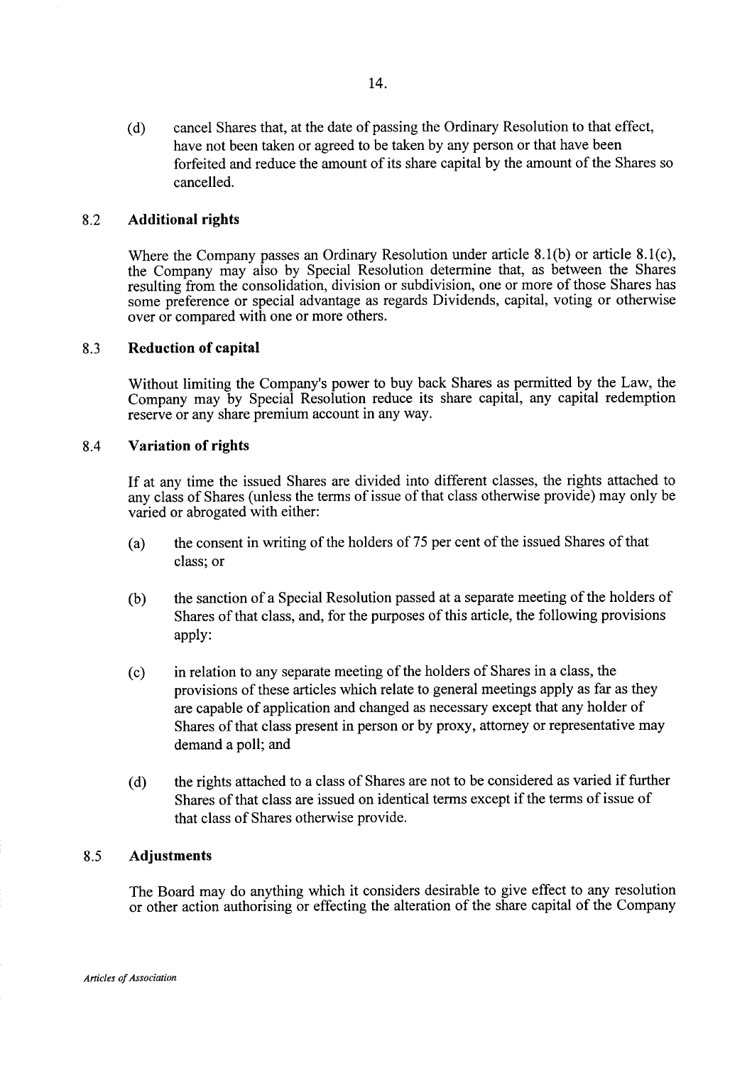(d) cancel Shares that, at the date of passing the Ordinary Resolution to that effect, have not been taken or agreed to be taken by any person or that have been forfeited and reduce the amount of its share capital by the amount of the Shares so cancelled.

### 8.2 Additional rights

Where the Company passes an Ordinary Resolution under article 8.1(b) or article 8.1(c), the Company may also by Special Resolution determine that, as between the Shares resulting from the consolidation, division or subdivision, one or more of those Shares has some preference or special advantage as regards Dividends, capital, voting or otherwise over or compared with one or more others.

### 8.3 Reduction of capital

Without limiting the Company's power to buy back Shares as permitted by the Law, the Company may by Special Resolution reduce its share capital, any capital redemption reserve or any share premium account in any way.

### 8.4 Variation of rights

If at any time the issued Shares are divided into different classes, the rights attached to any class of Shares (unless the terms of issue of that class otherwise provide) may only be varied or abrogated with either:

(a) the consent in writing of the holders of 75 per cent of the issued Shares of that class; or

(b) the sanction of a Special Resolution passed at a separate meeting of the holders of Shares of that class, and, for the purposes of this article, the following provisions apply:

(c) in relation to any separate meeting of the holders of Shares in a class, the provisions of these articles which relate to general meetings apply as far as they are capable of application and changed as necessary except that any holder of Shares of that class present in person or by proxy, attorney or representative may demand a poll; and

(d) the rights attached to a class of Shares are not to be considered as varied if further Shares of that class are issued on identical terms except if the terms of issue of that class of Shares otherwise provide.

### 8.5 Adjustments

The Board may do anything which it considers desirable to give effect to any resolution or other action authorising or effecting the alteration of the share capital of the Company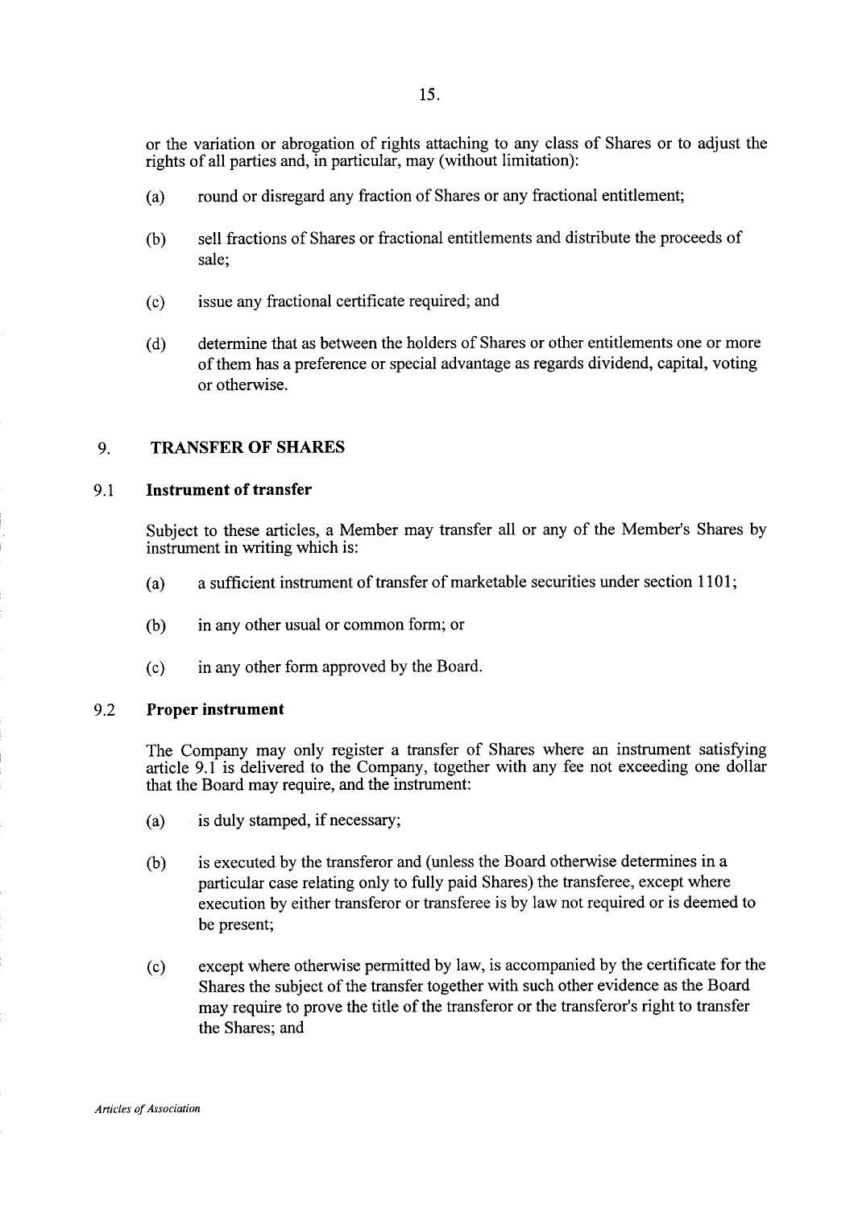or the variation or abrogation of rights attaching to any class of Shares or to adjust the rights of all parties and, in particular, may (without limitation):

(a) round or disregard any fraction of Shares or any fractional entitlement;

(b) sell fractions of Shares or fractional entitlements and distribute the proceeds of sale;

(c) issue any fractional certificate required; and

(d) determine that as between the holders of Shares or other entitlements one or more of them has a preference or special advantage as regards dividend, capital, voting or otherwise.

## 9. TRANSFER OF SHARES

### 9.1 Instrument of transfer

Subject to these articles, a Member may transfer all or any of the Member's Shares by instrument in writing which is:

(a) a sufficient instrument of transfer of marketable securities under section 1101;

(b) in any other usual or common form; or

(c) in any other form approved by the Board.

### 9.2 Proper instrument

The Company may only register a transfer of Shares where an instrument satisfying article 9.1 is delivered to the Company, together with any fee not exceeding one dollar that the Board may require, and the instrument:

(a) is duly stamped, if necessary;

(b) is executed by the transferor and (unless the Board otherwise determines in a particular case relating only to fully paid Shares) the transferee, except where execution by either transferor or transferee is by law not required or is deemed to be present;

(c) except where otherwise permitted by law, is accompanied by the certificate for the Shares the subject of the transfer together with such other evidence as the Board may require to prove the title of the transferor or the transferor's right to transfer the Shares; and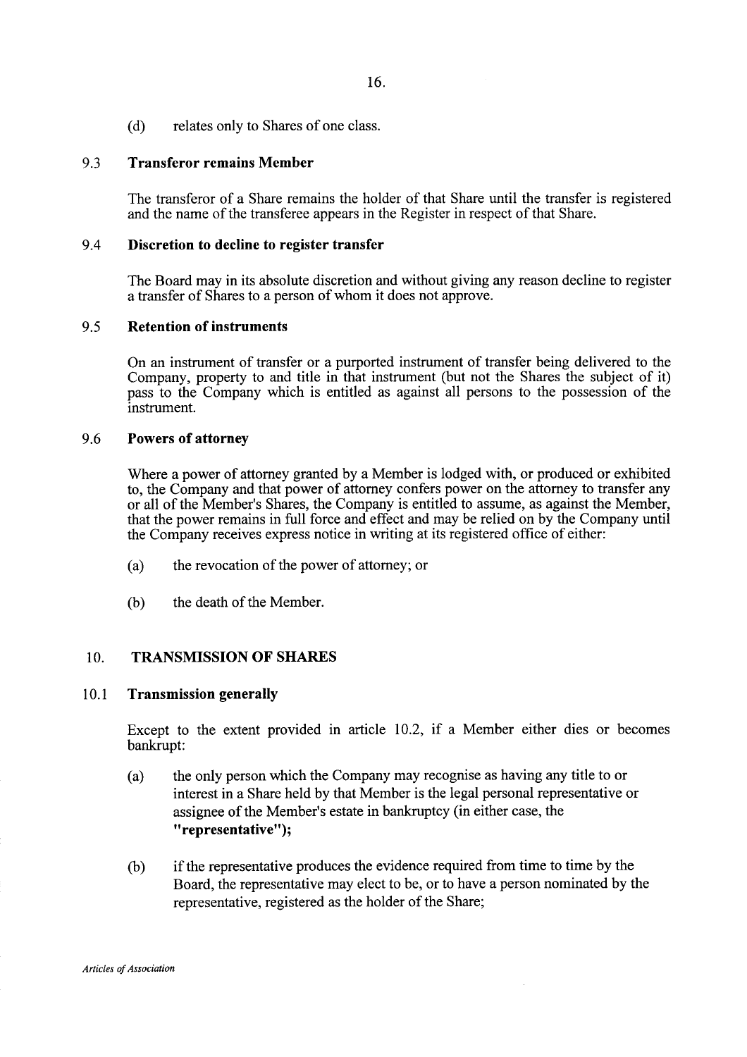(d) relates only to Shares of one class.

### 9.3 Transferor remains Member

The transferor of a Share remains the holder of that Share until the transfer is registered and the name of the transferee appears in the Register in respect of that Share.

### 9.4 Discretion to decline to register transfer

The Board may in its absolute discretion and without giving any reason decline to register a transfer of Shares to a person of whom it does not approve.

### 9.5 Retention of instruments

On an instrument of transfer or a purported instrument of transfer being delivered to the Company, property to and title in that instrument (but not the Shares the subject of it) pass to the Company which is entitled as against all persons to the possession of the instrument.

### 9.6 Powers of attorney

Where a power of attorney granted by a Member is lodged with, or produced or exhibited to, the Company and that power of attorney confers power on the attorney to transfer any or all of the Member's Shares, the Company is entitled to assume, as against the Member, that the power remains in full force and effect and may be relied on by the Company until the Company receives express notice in writing at its registered office of either:

(a) the revocation of the power of attorney; or

(b) the death of the Member.

## 10. TRANSMISSION OF SHARES

### 10.1 Transmission generally

Except to the extent provided in article 10.2, if a Member either dies or becomes bankrupt:

(a) the only person which the Company may recognise as having any title to or interest in a Share held by that Member is the legal personal representative or assignee of the Member's estate in bankruptcy (in either case, the **"representative");**

(b) if the representative produces the evidence required from time to time by the Board, the representative may elect to be, or to have a person nominated by the representative, registered as the holder of the Share;